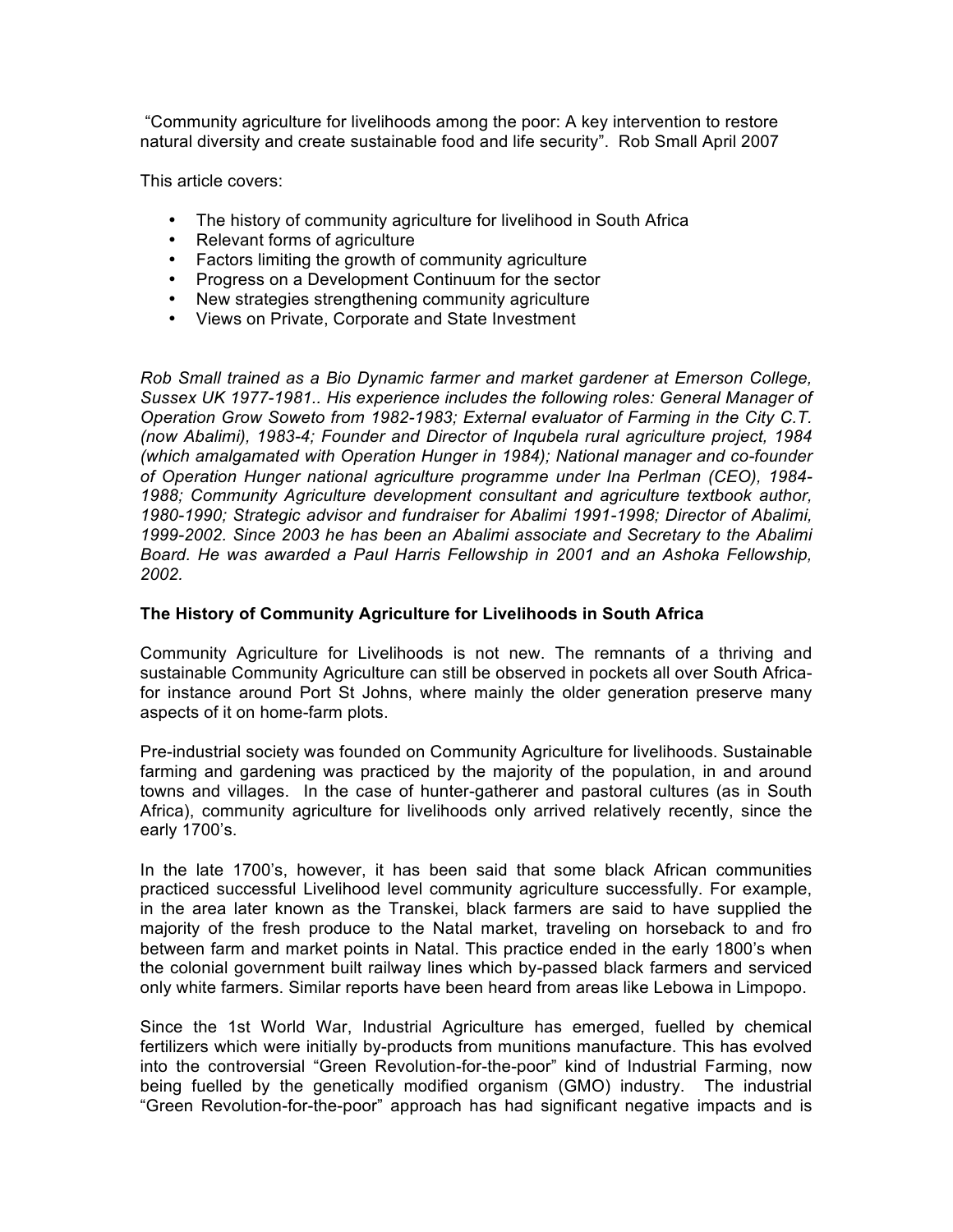"Community agriculture for livelihoods among the poor: A key intervention to restore natural diversity and create sustainable food and life security". Rob Small April 2007

This article covers:

- The history of community agriculture for livelihood in South Africa
- Relevant forms of agriculture
- Factors limiting the growth of community agriculture
- Progress on a Development Continuum for the sector
- New strategies strengthening community agriculture
- Views on Private, Corporate and State Investment

*Rob Small trained as a Bio Dynamic farmer and market gardener at Emerson College, Sussex UK 1977-1981.. His experience includes the following roles: General Manager of Operation Grow Soweto from 1982-1983; External evaluator of Farming in the City C.T. (now Abalimi), 1983-4; Founder and Director of Inqubela rural agriculture project, 1984 (which amalgamated with Operation Hunger in 1984); National manager and co-founder of Operation Hunger national agriculture programme under Ina Perlman (CEO), 1984-1988; Community Agriculture development consultant and agriculture textbook author, 1980-1990; Strategic advisor and fundraiser for Abalimi 1991-1998; Director of Abalimi, 1999-2002. Since 2003 he has been an Abalimi associate and Secretary to the Abalimi Board. He was awarded a Paul Harris Fellowship in 2001 and an Ashoka Fellowship, 2002.*

**The History of Community Agriculture for Livelihoods in South Africa**

Community Agriculture for Livelihoods is not new. The remnants of a thriving and sustainable Community Agriculture can still be observed in pockets all over South Africa- for instance around Port St Johns, where mainly the older generation preserve many aspects of it on home-farm plots.

Pre-industrial society was founded on Community Agriculture for livelihoods. Sustainable farming and gardening was practiced by the majority of the population, in and around towns and villages. In the case of hunter-gatherer and pastoral cultures (as in South Africa), community agriculture for livelihoods only arrived relatively recently, since the early 1700's.

In the late 1700's, however, it has been said that some black African communities practiced successful Livelihood level community agriculture successfully. For example, in the area later known as the Transkei, black farmers are said to have supplied the majority of the fresh produce to the Natal market, traveling on horseback to and fro between farm and market points in Natal. This practice ended in the early 1800's when the colonial government built railway lines which by-passed black farmers and serviced only white farmers. Similar reports have been heard from areas like Lebowa in Limpopo.

Since the 1st World War, Industrial Agriculture has emerged, fuelled by chemical fertilizers which were initially by-products from munitions manufacture. This has evolved into the controversial "Green Revolution-for-the-poor" kind of Industrial Farming, now being fuelled by the genetically modified organism (GMO) industry. The industrial "Green Revolution-for-the-poor" approach has had significant negative impacts and is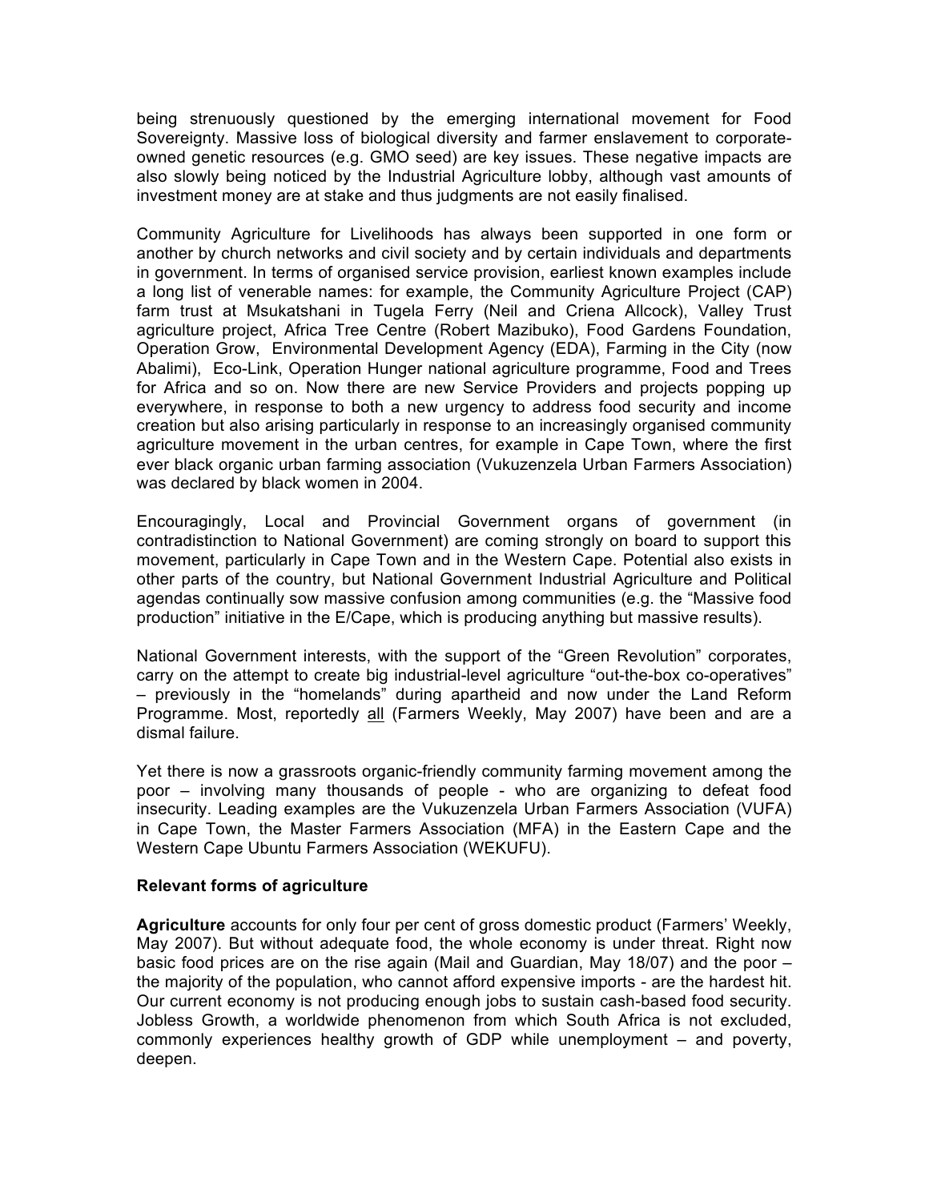being strenuously questioned by the emerging international movement for Food Sovereignty. Massive loss of biological diversity and farmer enslavement to corporate-owned genetic resources (e.g. GMO seed) are key issues. These negative impacts are also slowly being noticed by the Industrial Agriculture lobby, although vast amounts of investment money are at stake and thus judgments are not easily finalised.

Community Agriculture for Livelihoods has always been supported in one form or another by church networks and civil society and by certain individuals and departments in government. In terms of organised service provision, earliest known examples include a long list of venerable names: for example, the Community Agriculture Project (CAP) farm trust at Msukatshani in Tugela Ferry (Neil and Criena Allcock), Valley Trust agriculture project, Africa Tree Centre (Robert Mazibuko), Food Gardens Foundation, Operation Grow, Environmental Development Agency (EDA), Farming in the City (now Abalimi), Eco-Link, Operation Hunger national agriculture programme, Food and Trees for Africa and so on. Now there are new Service Providers and projects popping up everywhere, in response to both a new urgency to address food security and income creation but also arising particularly in response to an increasingly organised community agriculture movement in the urban centres, for example in Cape Town, where the first ever black organic urban farming association (Vukuzenzela Urban Farmers Association) was declared by black women in 2004.

Encouragingly, Local and Provincial Government organs of government (in contradistinction to National Government) are coming strongly on board to support this movement, particularly in Cape Town and in the Western Cape. Potential also exists in other parts of the country, but National Government Industrial Agriculture and Political agendas continually sow massive confusion among communities (e.g. the "Massive food production" initiative in the E/Cape, which is producing anything but massive results).

National Government interests, with the support of the "Green Revolution" corporates, carry on the attempt to create big industrial-level agriculture "out-the-box co-operatives" – previously in the "homelands" during apartheid and now under the Land Reform Programme. Most, reportedly all (Farmers Weekly, May 2007) have been and are a dismal failure.

Yet there is now a grassroots organic-friendly community farming movement among the poor – involving many thousands of people - who are organizing to defeat food insecurity. Leading examples are the Vukuzenzela Urban Farmers Association (VUFA) in Cape Town, the Master Farmers Association (MFA) in the Eastern Cape and the Western Cape Ubuntu Farmers Association (WEKUFU).

**Relevant forms of agriculture**

**Agriculture** accounts for only four per cent of gross domestic product (Farmers' Weekly, May 2007). But without adequate food, the whole economy is under threat. Right now basic food prices are on the rise again (Mail and Guardian, May 18/07) and the poor – the majority of the population, who cannot afford expensive imports - are the hardest hit. Our current economy is not producing enough jobs to sustain cash-based food security. Jobless Growth, a worldwide phenomenon from which South Africa is not excluded, commonly experiences healthy growth of GDP while unemployment – and poverty, deepen.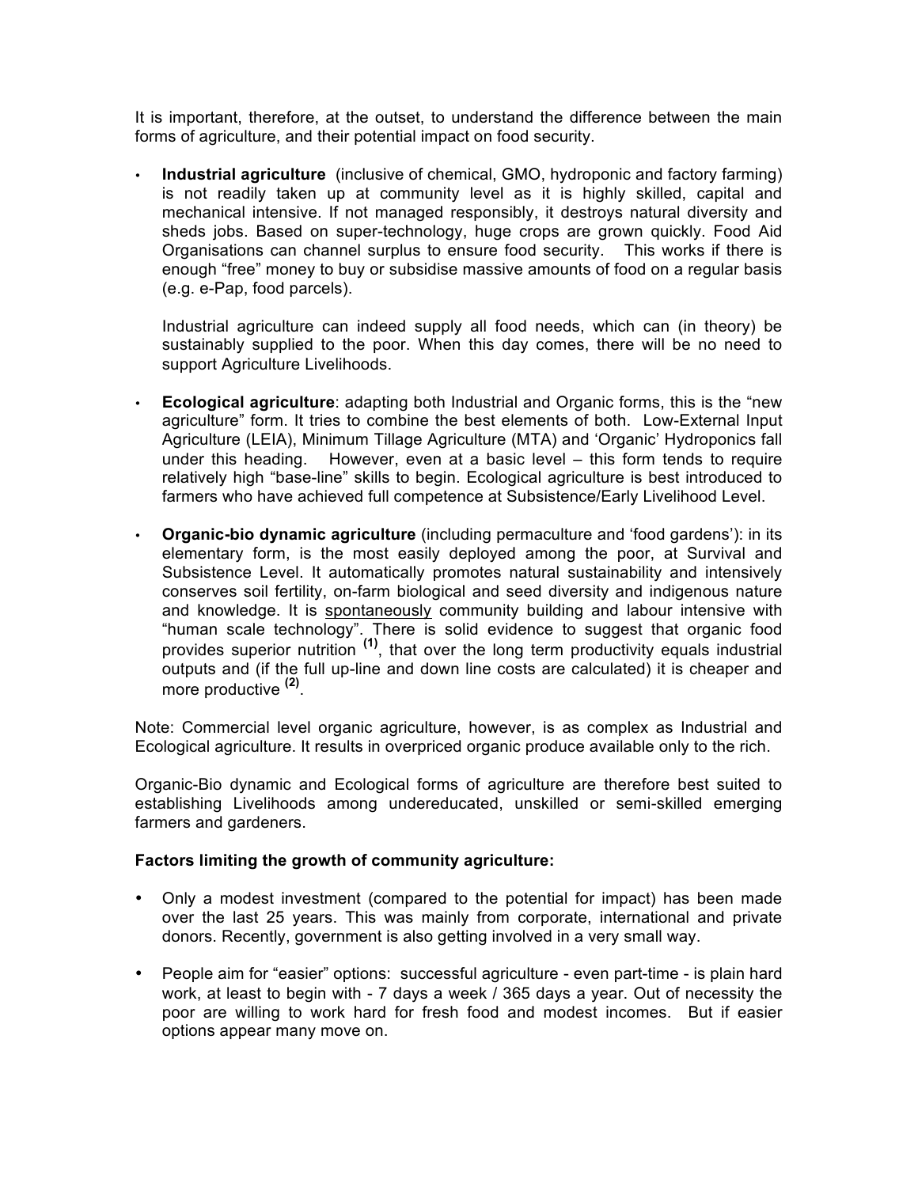It is important, therefore, at the outset, to understand the difference between the main forms of agriculture, and their potential impact on food security.

- **Industrial agriculture** (inclusive of chemical, GMO, hydroponic and factory farming) is not readily taken up at community level as it is highly skilled, capital and mechanical intensive. If not managed responsibly, it destroys natural diversity and sheds jobs. Based on super-technology, huge crops are grown quickly. Food Aid Organisations can channel surplus to ensure food security. This works if there is enough "free" money to buy or subsidise massive amounts of food on a regular basis (e.g. e-Pap, food parcels).

  Industrial agriculture can indeed supply all food needs, which can (in theory) be sustainably supplied to the poor. When this day comes, there will be no need to support Agriculture Livelihoods.

- **Ecological agriculture**: adapting both Industrial and Organic forms, this is the "new agriculture" form. It tries to combine the best elements of both. Low-External Input Agriculture (LEIA), Minimum Tillage Agriculture (MTA) and 'Organic' Hydroponics fall under this heading. However, even at a basic level – this form tends to require relatively high "base-line" skills to begin. Ecological agriculture is best introduced to farmers who have achieved full competence at Subsistence/Early Livelihood Level.

- **Organic-bio dynamic agriculture** (including permaculture and 'food gardens'): in its elementary form, is the most easily deployed among the poor, at Survival and Subsistence Level. It automatically promotes natural sustainability and intensively conserves soil fertility, on-farm biological and seed diversity and indigenous nature and knowledge. It is <u>spontaneously</u> community building and labour intensive with "human scale technology". There is solid evidence to suggest that organic food provides superior nutrition [(1)], that over the long term productivity equals industrial outputs and (if the full up-line and down line costs are calculated) it is cheaper and more productive [(2)].

Note: Commercial level organic agriculture, however, is as complex as Industrial and Ecological agriculture. It results in overpriced organic produce available only to the rich.

Organic-Bio dynamic and Ecological forms of agriculture are therefore best suited to establishing Livelihoods among undereducated, unskilled or semi-skilled emerging farmers and gardeners.

**Factors limiting the growth of community agriculture:**

- Only a modest investment (compared to the potential for impact) has been made over the last 25 years. This was mainly from corporate, international and private donors. Recently, government is also getting involved in a very small way.

- People aim for "easier" options: successful agriculture - even part-time - is plain hard work, at least to begin with - 7 days a week / 365 days a year. Out of necessity the poor are willing to work hard for fresh food and modest incomes. But if easier options appear many move on.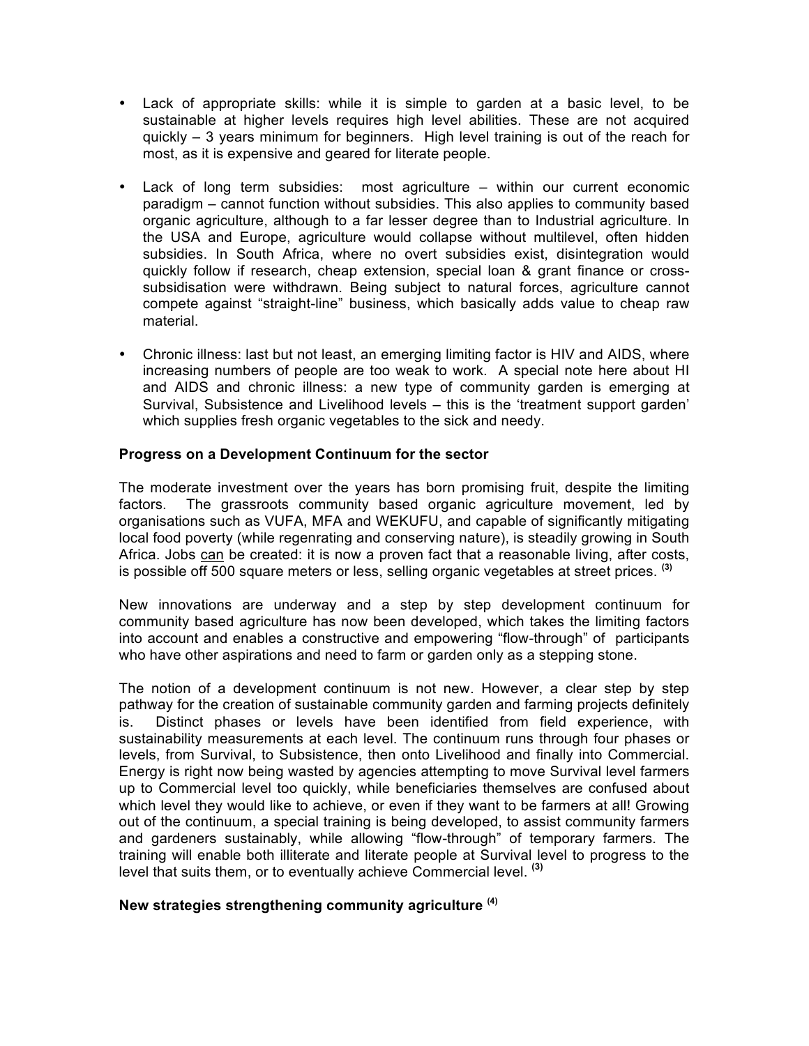- Lack of appropriate skills: while it is simple to garden at a basic level, to be sustainable at higher levels requires high level abilities. These are not acquired quickly – 3 years minimum for beginners. High level training is out of the reach for most, as it is expensive and geared for literate people.

- Lack of long term subsidies: most agriculture – within our current economic paradigm – cannot function without subsidies. This also applies to community based organic agriculture, although to a far lesser degree than to Industrial agriculture. In the USA and Europe, agriculture would collapse without multilevel, often hidden subsidies. In South Africa, where no overt subsidies exist, disintegration would quickly follow if research, cheap extension, special loan & grant finance or cross-subsidisation were withdrawn. Being subject to natural forces, agriculture cannot compete against "straight-line" business, which basically adds value to cheap raw material.

- Chronic illness: last but not least, an emerging limiting factor is HIV and AIDS, where increasing numbers of people are too weak to work. A special note here about HI and AIDS and chronic illness: a new type of community garden is emerging at Survival, Subsistence and Livelihood levels – this is the 'treatment support garden' which supplies fresh organic vegetables to the sick and needy.

**Progress on a Development Continuum for the sector**

The moderate investment over the years has born promising fruit, despite the limiting factors. The grassroots community based organic agriculture movement, led by organisations such as VUFA, MFA and WEKUFU, and capable of significantly mitigating local food poverty (while regenrating and conserving nature), is steadily growing in South Africa. Jobs <u>can</u> be created: it is now a proven fact that a reasonable living, after costs, is possible off 500 square meters or less, selling organic vegetables at street prices. [(3)]

New innovations are underway and a step by step development continuum for community based agriculture has now been developed, which takes the limiting factors into account and enables a constructive and empowering "flow-through" of participants who have other aspirations and need to farm or garden only as a stepping stone.

The notion of a development continuum is not new. However, a clear step by step pathway for the creation of sustainable community garden and farming projects definitely is. Distinct phases or levels have been identified from field experience, with sustainability measurements at each level. The continuum runs through four phases or levels, from Survival, to Subsistence, then onto Livelihood and finally into Commercial. Energy is right now being wasted by agencies attempting to move Survival level farmers up to Commercial level too quickly, while beneficiaries themselves are confused about which level they would like to achieve, or even if they want to be farmers at all! Growing out of the continuum, a special training is being developed, to assist community farmers and gardeners sustainably, while allowing "flow-through" of temporary farmers. The training will enable both illiterate and literate people at Survival level to progress to the level that suits them, or to eventually achieve Commercial level. [(3)]

**New strategies strengthening community agriculture [(4)]**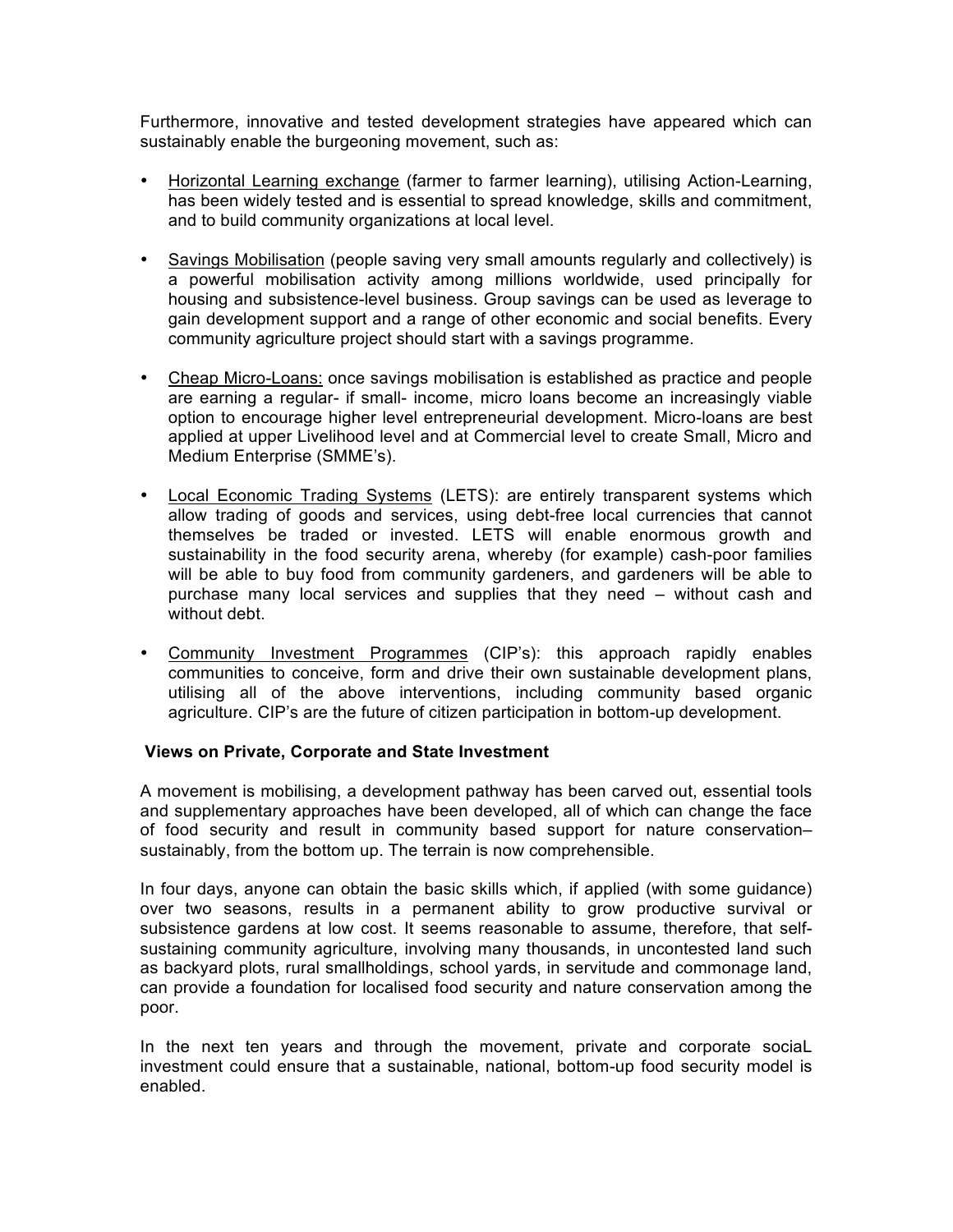Furthermore, innovative and tested development strategies have appeared which can sustainably enable the burgeoning movement, such as:

- Horizontal Learning exchange (farmer to farmer learning), utilising Action-Learning, has been widely tested and is essential to spread knowledge, skills and commitment, and to build community organizations at local level.

- Savings Mobilisation (people saving very small amounts regularly and collectively) is a powerful mobilisation activity among millions worldwide, used principally for housing and subsistence-level business. Group savings can be used as leverage to gain development support and a range of other economic and social benefits. Every community agriculture project should start with a savings programme.

- Cheap Micro-Loans: once savings mobilisation is established as practice and people are earning a regular- if small- income, micro loans become an increasingly viable option to encourage higher level entrepreneurial development. Micro-loans are best applied at upper Livelihood level and at Commercial level to create Small, Micro and Medium Enterprise (SMME's).

- Local Economic Trading Systems (LETS): are entirely transparent systems which allow trading of goods and services, using debt-free local currencies that cannot themselves be traded or invested. LETS will enable enormous growth and sustainability in the food security arena, whereby (for example) cash-poor families will be able to buy food from community gardeners, and gardeners will be able to purchase many local services and supplies that they need – without cash and without debt.

- Community Investment Programmes (CIP's): this approach rapidly enables communities to conceive, form and drive their own sustainable development plans, utilising all of the above interventions, including community based organic agriculture. CIP's are the future of citizen participation in bottom-up development.

**Views on Private, Corporate and State Investment**

A movement is mobilising, a development pathway has been carved out, essential tools and supplementary approaches have been developed, all of which can change the face of food security and result in community based support for nature conservation– sustainably, from the bottom up. The terrain is now comprehensible.

In four days, anyone can obtain the basic skills which, if applied (with some guidance) over two seasons, results in a permanent ability to grow productive survival or subsistence gardens at low cost. It seems reasonable to assume, therefore, that self-sustaining community agriculture, involving many thousands, in uncontested land such as backyard plots, rural smallholdings, school yards, in servitude and commonage land, can provide a foundation for localised food security and nature conservation among the poor.

In the next ten years and through the movement, private and corporate sociaL investment could ensure that a sustainable, national, bottom-up food security model is enabled.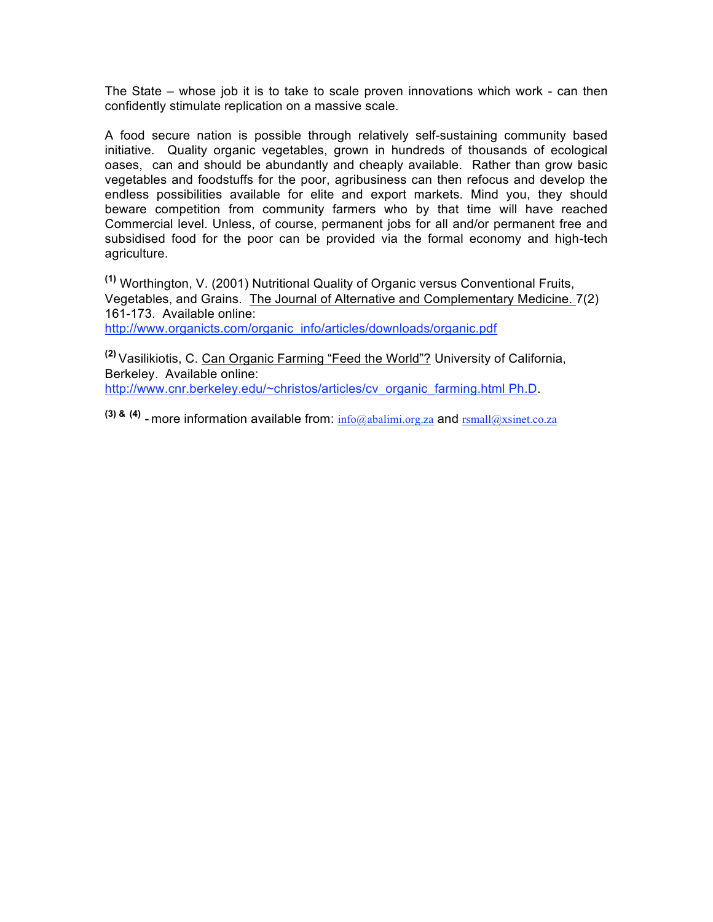The State – whose job it is to take to scale proven innovations which work - can then confidently stimulate replication on a massive scale.

A food secure nation is possible through relatively self-sustaining community based initiative. Quality organic vegetables, grown in hundreds of thousands of ecological oases, can and should be abundantly and cheaply available. Rather than grow basic vegetables and foodstuffs for the poor, agribusiness can then refocus and develop the endless possibilities available for elite and export markets. Mind you, they should beware competition from community farmers who by that time will have reached Commercial level. Unless, of course, permanent jobs for all and/or permanent free and subsidised food for the poor can be provided via the formal economy and high-tech agriculture.

[1] Worthington, V. (2001) Nutritional Quality of Organic versus Conventional Fruits, Vegetables, and Grains. The Journal of Alternative and Complementary Medicine. 7(2) 161-173. Available online: http://www.organicts.com/organic_info/articles/downloads/organic.pdf

[2] Vasilikiotis, C. Can Organic Farming "Feed the World"? University of California, Berkeley. Available online: http://www.cnr.berkeley.edu/~christos/articles/cv_organic_farming.html Ph.D.

[3] & [4] - more information available from: info@abalimi.org.za and rsmall@xsinet.co.za